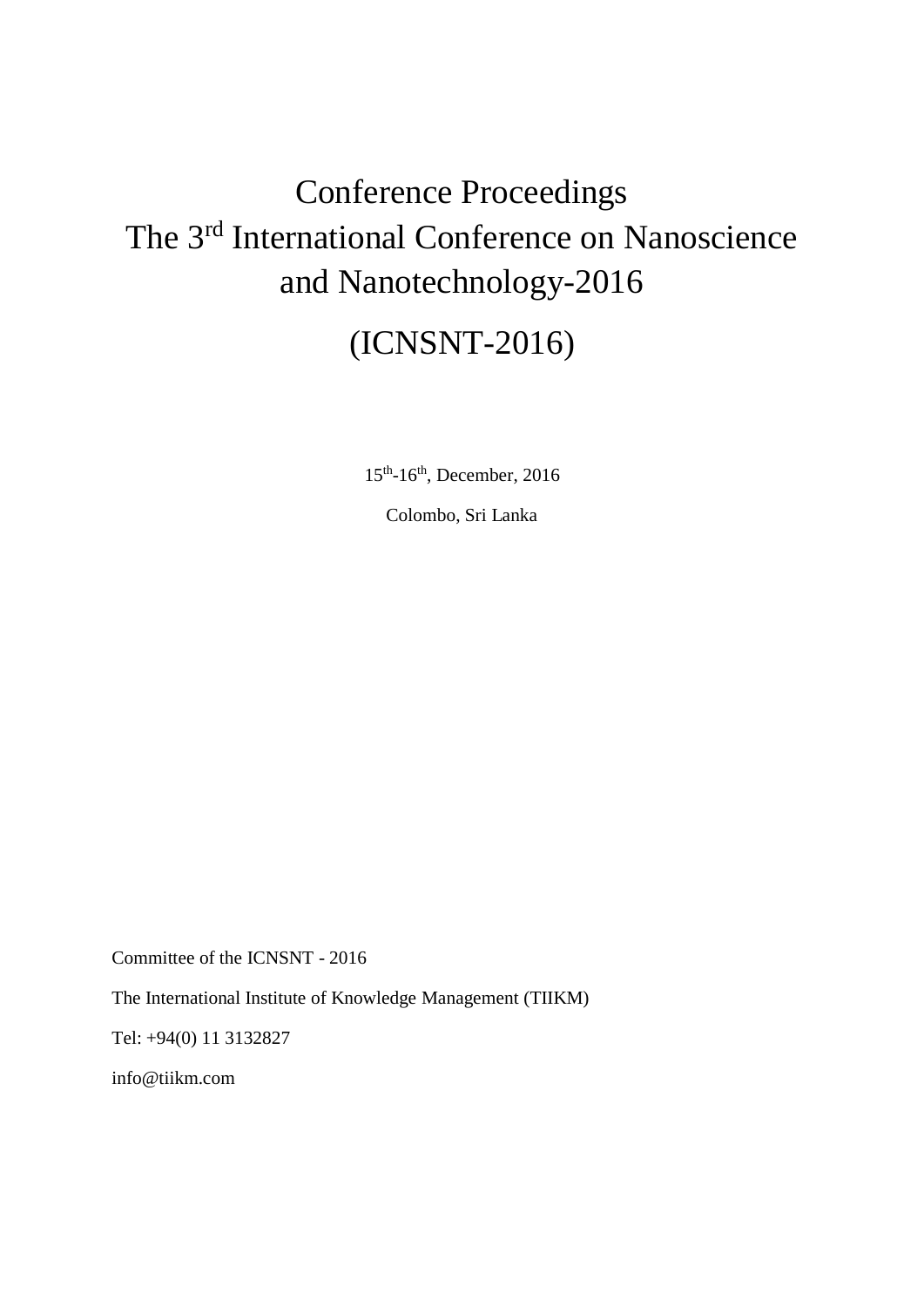# Conference Proceedings The 3rd International Conference on Nanoscience and Nanotechnology-2016

# (ICNSNT-2016)

15th-16th, December, 2016

Colombo, Sri Lanka

Committee of the ICNSNT - 2016

The International Institute of Knowledge Management (TIIKM)

Tel: +94(0) 11 3132827

info@tiikm.com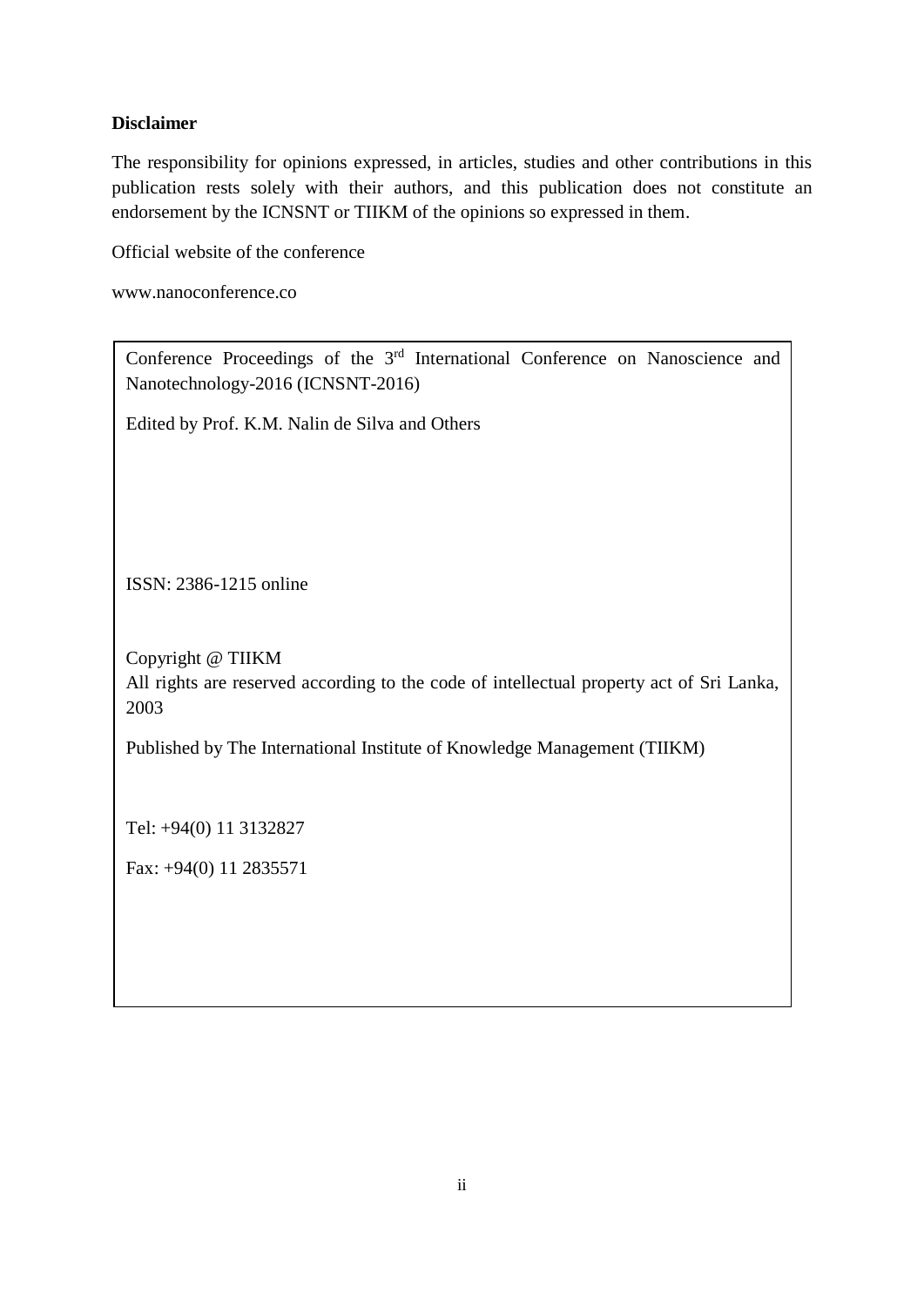**Disclaimer**

The responsibility for opinions expressed, in articles, studies and other contributions in this publication rests solely with their authors, and this publication does not constitute an endorsement by the ICNSNT or TIIKM of the opinions so expressed in them.

Official website of the conference

www.nanoconference.co

Conference Proceedings of the 3rd International Conference on Nanoscience and Nanotechnology-2016 (ICNSNT-2016)

Edited by Prof. K.M. Nalin de Silva and Others

ISSN: 2386-1215 online

Copyright @ TIIKM
All rights are reserved according to the code of intellectual property act of Sri Lanka, 2003

Published by The International Institute of Knowledge Management (TIIKM)

Tel: +94(0) 11 3132827

Fax: +94(0) 11 2835571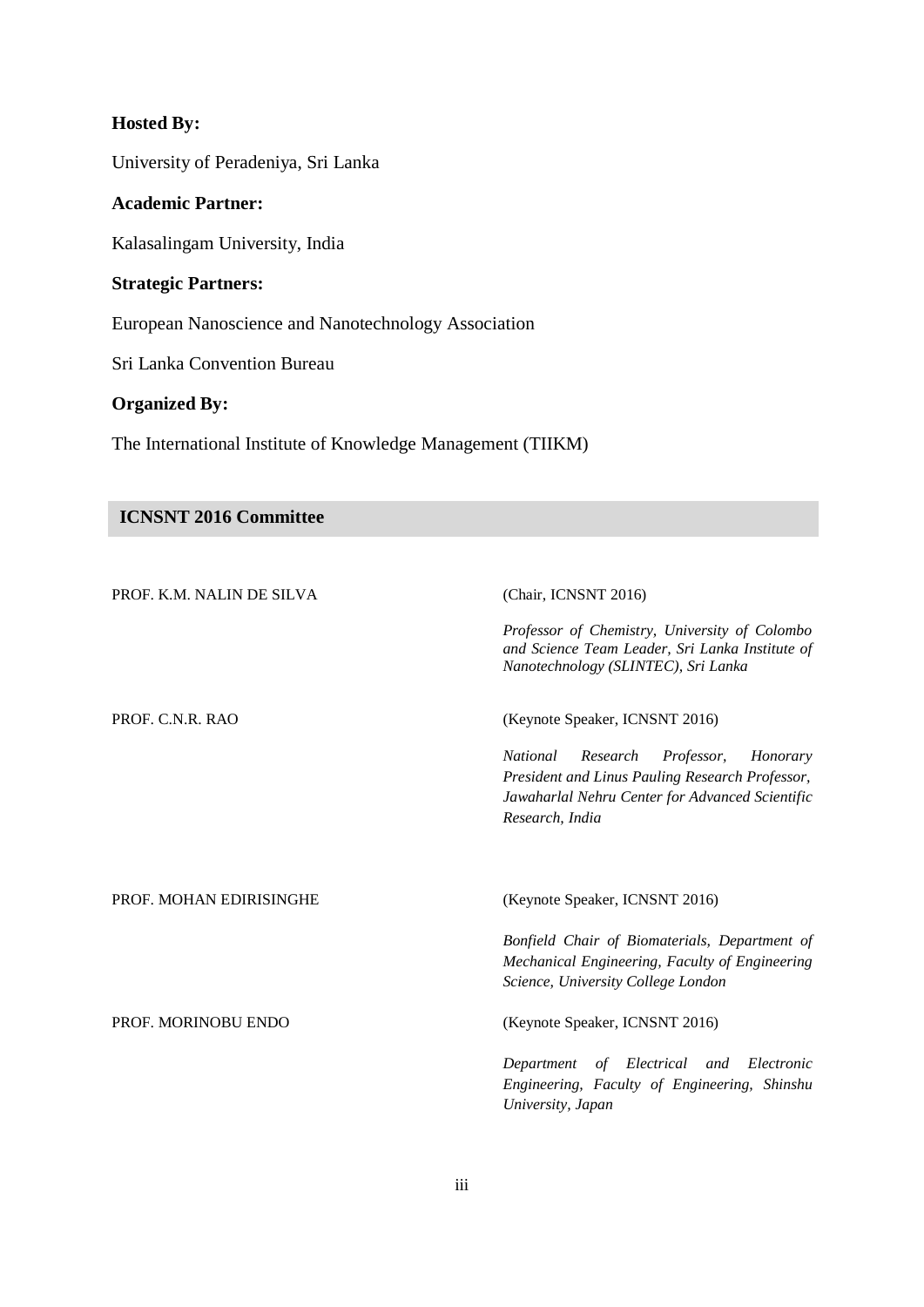**Hosted By:**

University of Peradeniya, Sri Lanka

**Academic Partner:**

Kalasalingam University, India

**Strategic Partners:**

European Nanoscience and Nanotechnology Association

Sri Lanka Convention Bureau

**Organized By:**

The International Institute of Knowledge Management (TIIKM)

## ICNSNT 2016 Committee

PROF. K.M. NALIN DE SILVA

(Chair, ICNSNT 2016)

*Professor of Chemistry, University of Colombo and Science Team Leader, Sri Lanka Institute of Nanotechnology (SLINTEC), Sri Lanka*

PROF. C.N.R. RAO

(Keynote Speaker, ICNSNT 2016)

*National Research Professor, Honorary President and Linus Pauling Research Professor, Jawaharlal Nehru Center for Advanced Scientific Research, India*

PROF. MOHAN EDIRISINGHE

(Keynote Speaker, ICNSNT 2016)

*Bonfield Chair of Biomaterials, Department of Mechanical Engineering, Faculty of Engineering Science, University College London*

PROF. MORINOBU ENDO

(Keynote Speaker, ICNSNT 2016)

*Department of Electrical and Electronic Engineering, Faculty of Engineering, Shinshu University, Japan*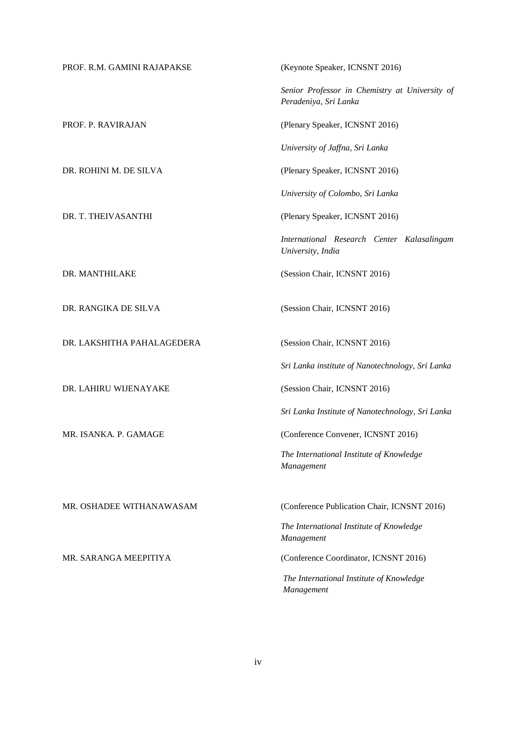PROF. R.M. GAMINI RAJAPAKSE (Keynote Speaker, ICNSNT 2016)

*Senior Professor in Chemistry at University of Peradeniya, Sri Lanka*

PROF. P. RAVIRAJAN (Plenary Speaker, ICNSNT 2016)

*University of Jaffna, Sri Lanka*

DR. ROHINI M. DE SILVA (Plenary Speaker, ICNSNT 2016)

*University of Colombo, Sri Lanka*

DR. T. THEIVASANTHI (Plenary Speaker, ICNSNT 2016)

*International Research Center Kalasalingam University, India*

DR. MANTHILAKE (Session Chair, ICNSNT 2016)

DR. RANGIKA DE SILVA (Session Chair, ICNSNT 2016)

DR. LAKSHITHA PAHALAGEDERA (Session Chair, ICNSNT 2016)

*Sri Lanka institute of Nanotechnology, Sri Lanka*

DR. LAHIRU WIJENAYAKE (Session Chair, ICNSNT 2016)

*Sri Lanka Institute of Nanotechnology, Sri Lanka*

MR. ISANKA. P. GAMAGE (Conference Convener, ICNSNT 2016)

*The International Institute of Knowledge Management*

MR. OSHADEE WITHANAWASAM (Conference Publication Chair, ICNSNT 2016)

*The International Institute of Knowledge Management*

MR. SARANGA MEEPITIYA (Conference Coordinator, ICNSNT 2016)

*The International Institute of Knowledge Management*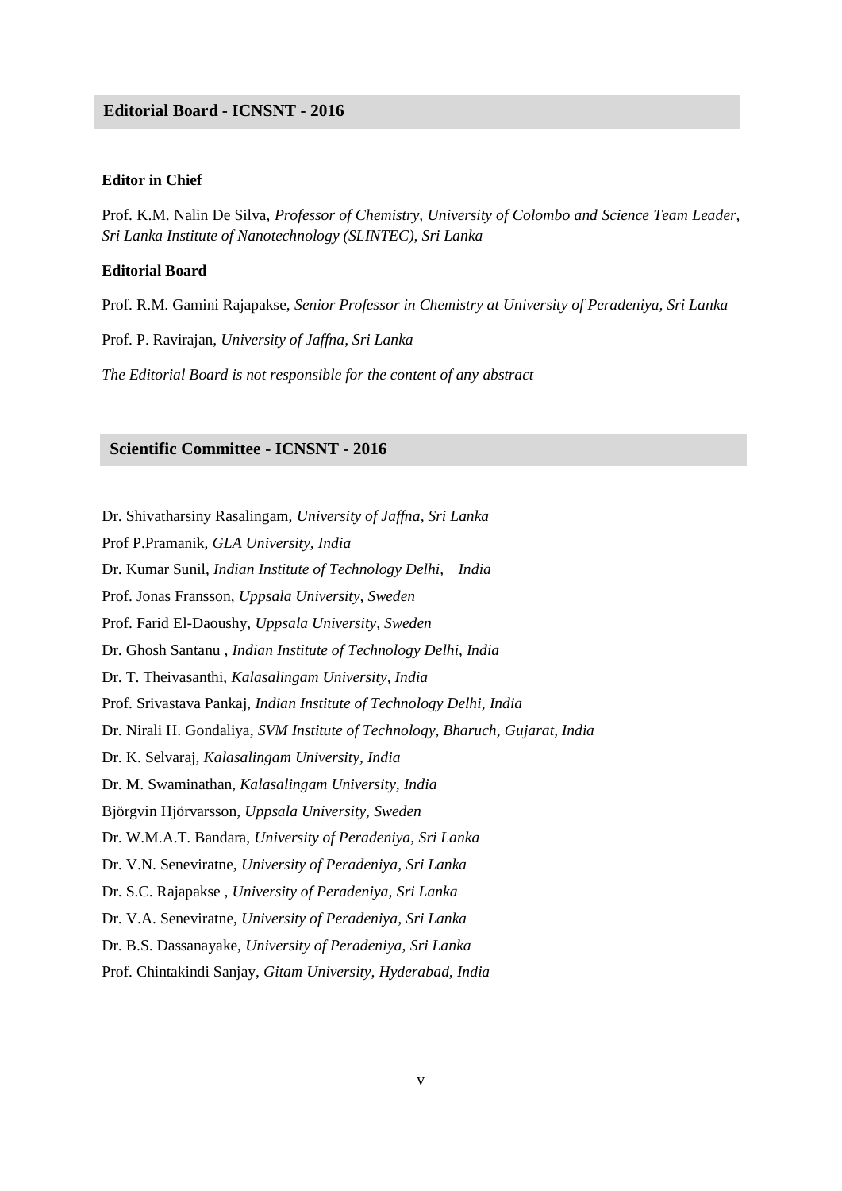## Editorial Board - ICNSNT - 2016

**Editor in Chief**

Prof. K.M. Nalin De Silva, *Professor of Chemistry, University of Colombo and Science Team Leader, Sri Lanka Institute of Nanotechnology (SLINTEC), Sri Lanka*

**Editorial Board**

Prof. R.M. Gamini Rajapakse, *Senior Professor in Chemistry at University of Peradeniya, Sri Lanka*

Prof. P. Ravirajan, *University of Jaffna, Sri Lanka*

*The Editorial Board is not responsible for the content of any abstract*

## Scientific Committee - ICNSNT - 2016

Dr. Shivatharsiny Rasalingam, *University of Jaffna, Sri Lanka*

Prof P.Pramanik, *GLA University, India*

Dr. Kumar Sunil, *Indian Institute of Technology Delhi, India*

Prof. Jonas Fransson, *Uppsala University, Sweden*

Prof. Farid El-Daoushy, *Uppsala University, Sweden*

Dr. Ghosh Santanu , *Indian Institute of Technology Delhi, India*

Dr. T. Theivasanthi, *Kalasalingam University, India*

Prof. Srivastava Pankaj, *Indian Institute of Technology Delhi, India*

Dr. Nirali H. Gondaliya, *SVM Institute of Technology, Bharuch, Gujarat, India*

Dr. K. Selvaraj, *Kalasalingam University, India*

Dr. M. Swaminathan, *Kalasalingam University, India*

Björgvin Hjörvarsson, *Uppsala University, Sweden*

Dr. W.M.A.T. Bandara, *University of Peradeniya, Sri Lanka*

Dr. V.N. Seneviratne, *University of Peradeniya, Sri Lanka*

Dr. S.C. Rajapakse , *University of Peradeniya, Sri Lanka*

Dr. V.A. Seneviratne, *University of Peradeniya, Sri Lanka*

Dr. B.S. Dassanayake, *University of Peradeniya, Sri Lanka*

Prof. Chintakindi Sanjay, *Gitam University, Hyderabad, India*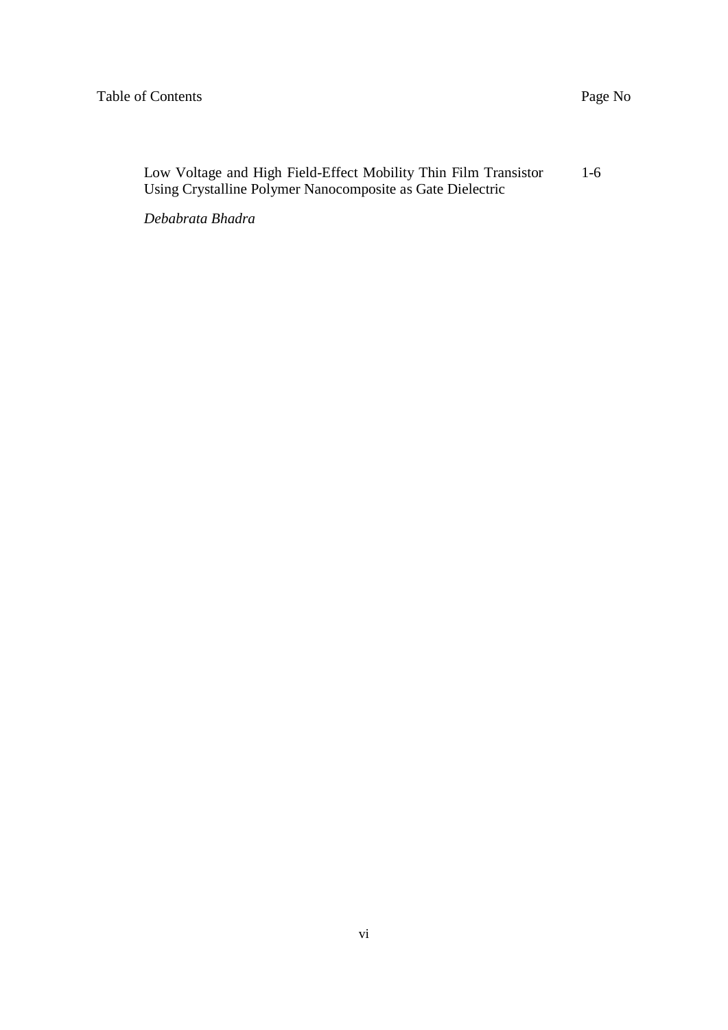Table of Contents | Page No

| | |
|---|---|
| Low Voltage and High Field-Effect Mobility Thin Film Transistor Using Crystalline Polymer Nanocomposite as Gate Dielectric | 1-6 |

*Debabrata Bhadra*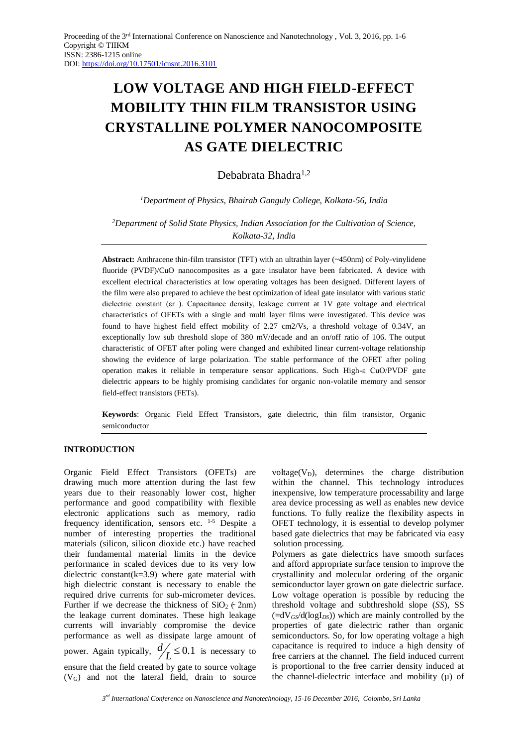Proceeding of the 3rd International Conference on Nanoscience and Nanotechnology , Vol. 3, 2016, pp. 1-6
Copyright © TIIKM
ISSN: 2386-1215 online
DOI: https://doi.org/10.17501/icnsnt.2016.3101

# LOW VOLTAGE AND HIGH FIELD-EFFECT MOBILITY THIN FILM TRANSISTOR USING CRYSTALLINE POLYMER NANOCOMPOSITE AS GATE DIELECTRIC

Debabrata Bhadra[1,2]

[1]*Department of Physics, Bhairab Ganguly College, Kolkata-56, India*

[2]*Department of Solid State Physics, Indian Association for the Cultivation of Science, Kolkata-32, India*

**Abstract:** Anthracene thin-film transistor (TFT) with an ultrathin layer (~450nm) of Poly-vinylidene fluoride (PVDF)/CuO nanocomposites as a gate insulator have been fabricated. A device with excellent electrical characteristics at low operating voltages has been designed. Different layers of the film were also prepared to achieve the best optimization of ideal gate insulator with various static dielectric constant (εr ). Capacitance density, leakage current at 1V gate voltage and electrical characteristics of OFETs with a single and multi layer films were investigated. This device was found to have highest field effect mobility of 2.27 cm2/Vs, a threshold voltage of 0.34V, an exceptionally low sub threshold slope of 380 mV/decade and an on/off ratio of 106. The output characteristic of OFET after poling were changed and exhibited linear current-voltage relationship showing the evidence of large polarization. The stable performance of the OFET after poling operation makes it reliable in temperature sensor applications. Such High-ε CuO/PVDF gate dielectric appears to be highly promising candidates for organic non-volatile memory and sensor field-effect transistors (FETs).

**Keywords**: Organic Field Effect Transistors, gate dielectric, thin film transistor, Organic semiconductor

## INTRODUCTION

Organic Field Effect Transistors (OFETs) are drawing much more attention during the last few years due to their reasonably lower cost, higher performance and good compatibility with flexible electronic applications such as memory, radio frequency identification, sensors etc. [1-5] Despite a number of interesting properties the traditional materials (silicon, silicon dioxide etc.) have reached their fundamental material limits in the device performance in scaled devices due to its very low dielectric constant(k=3.9) where gate material with high dielectric constant is necessary to enable the required drive currents for sub-micrometer devices. Further if we decrease the thickness of $SiO_2$ (< 2nm) the leakage current dominates. These high leakage currents will invariably compromise the device performance as well as dissipate large amount of power. Again typically, $d/L \leq 0.1$ is necessary to ensure that the field created by gate to source voltage ($V_G$) and not the lateral field, drain to source voltage($V_D$), determines the charge distribution within the channel. This technology introduces inexpensive, low temperature processability and large area device processing as well as enables new device functions. To fully realize the flexibility aspects in OFET technology, it is essential to develop polymer based gate dielectrics that may be fabricated via easy solution processing.

Polymers as gate dielectrics have smooth surfaces and afford appropriate surface tension to improve the crystallinity and molecular ordering of the organic semiconductor layer grown on gate dielectric surface. Low voltage operation is possible by reducing the threshold voltage and subthreshold slope (*SS*), SS ($=dV_{GS}/d(\log I_{DS})$) which are mainly controlled by the properties of gate dielectric rather than organic semiconductors. So, for low operating voltage a high capacitance is required to induce a high density of free carriers at the channel. The field induced current is proportional to the free carrier density induced at the channel-dielectric interface and mobility (μ) of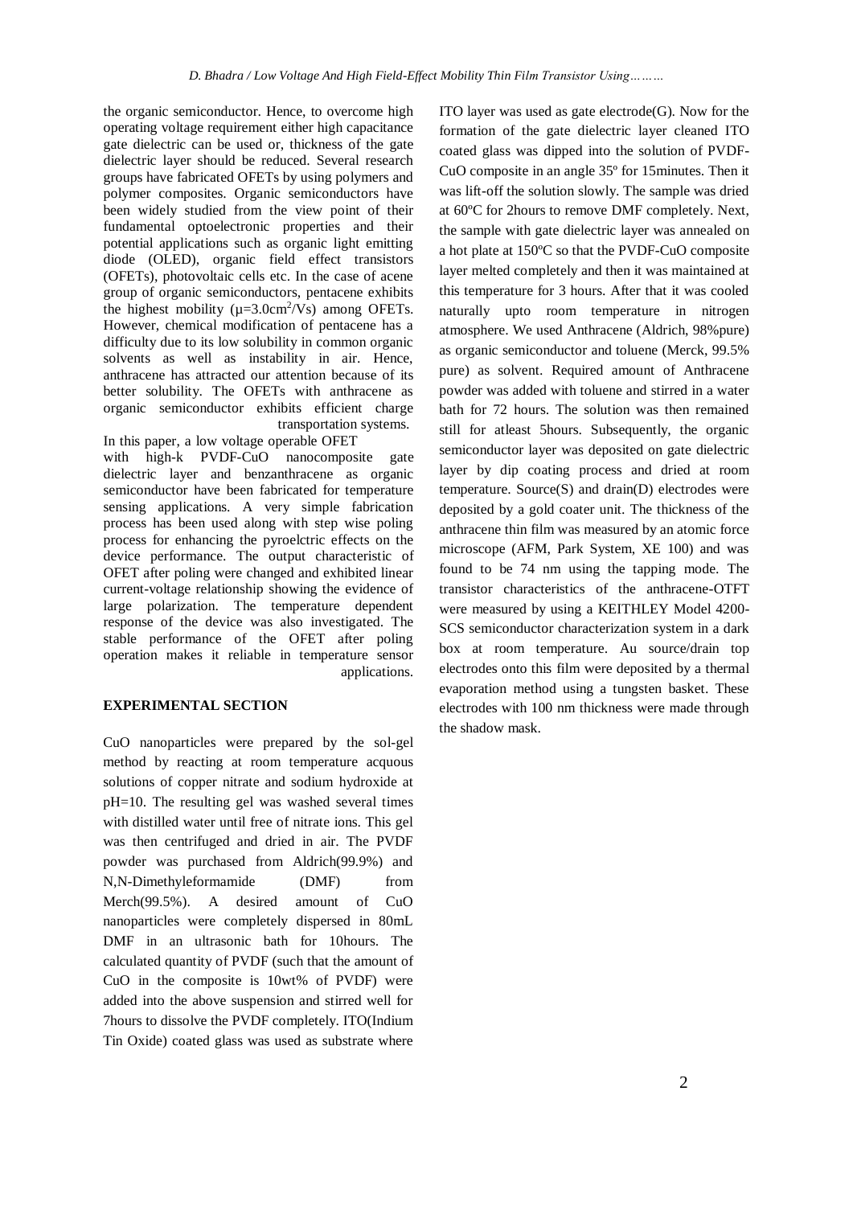the organic semiconductor. Hence, to overcome high operating voltage requirement either high capacitance gate dielectric can be used or, thickness of the gate dielectric layer should be reduced. Several research groups have fabricated OFETs by using polymers and polymer composites. Organic semiconductors have been widely studied from the view point of their fundamental optoelectronic properties and their potential applications such as organic light emitting diode (OLED), organic field effect transistors (OFETs), photovoltaic cells etc. In the case of acene group of organic semiconductors, pentacene exhibits the highest mobility ($\mu$=3.0cm$^2$/Vs) among OFETs. However, chemical modification of pentacene has a difficulty due to its low solubility in common organic solvents as well as instability in air. Hence, anthracene has attracted our attention because of its better solubility. The OFETs with anthracene as organic semiconductor exhibits efficient charge transportation systems.

In this paper, a low voltage operable OFET with high-k PVDF-CuO nanocomposite gate dielectric layer and benzanthracene as organic semiconductor have been fabricated for temperature sensing applications. A very simple fabrication process has been used along with step wise poling process for enhancing the pyroelctric effects on the device performance. The output characteristic of OFET after poling were changed and exhibited linear current-voltage relationship showing the evidence of large polarization. The temperature dependent response of the device was also investigated. The stable performance of the OFET after poling operation makes it reliable in temperature sensor applications.

## EXPERIMENTAL SECTION

CuO nanoparticles were prepared by the sol-gel method by reacting at room temperature acquous solutions of copper nitrate and sodium hydroxide at pH=10. The resulting gel was washed several times with distilled water until free of nitrate ions. This gel was then centrifuged and dried in air. The PVDF powder was purchased from Aldrich(99.9%) and N,N-Dimethyleformamide (DMF) from Merch(99.5%). A desired amount of CuO nanoparticles were completely dispersed in 80mL DMF in an ultrasonic bath for 10hours. The calculated quantity of PVDF (such that the amount of CuO in the composite is 10wt% of PVDF) were added into the above suspension and stirred well for 7hours to dissolve the PVDF completely. ITO(Indium Tin Oxide) coated glass was used as substrate where ITO layer was used as gate electrode(G). Now for the formation of the gate dielectric layer cleaned ITO coated glass was dipped into the solution of PVDF-CuO composite in an angle 35º for 15minutes. Then it was lift-off the solution slowly. The sample was dried at 60ºC for 2hours to remove DMF completely. Next, the sample with gate dielectric layer was annealed on a hot plate at 150ºC so that the PVDF-CuO composite layer melted completely and then it was maintained at this temperature for 3 hours. After that it was cooled naturally upto room temperature in nitrogen atmosphere. We used Anthracene (Aldrich, 98%pure) as organic semiconductor and toluene (Merck, 99.5% pure) as solvent. Required amount of Anthracene powder was added with toluene and stirred in a water bath for 72 hours. The solution was then remained still for atleast 5hours. Subsequently, the organic semiconductor layer was deposited on gate dielectric layer by dip coating process and dried at room temperature. Source(S) and drain(D) electrodes were deposited by a gold coater unit. The thickness of the anthracene thin film was measured by an atomic force microscope (AFM, Park System, XE 100) and was found to be 74 nm using the tapping mode. The transistor characteristics of the anthracene-OTFT were measured by using a KEITHLEY Model 4200-SCS semiconductor characterization system in a dark box at room temperature. Au source/drain top electrodes onto this film were deposited by a thermal evaporation method using a tungsten basket. These electrodes with 100 nm thickness were made through the shadow mask.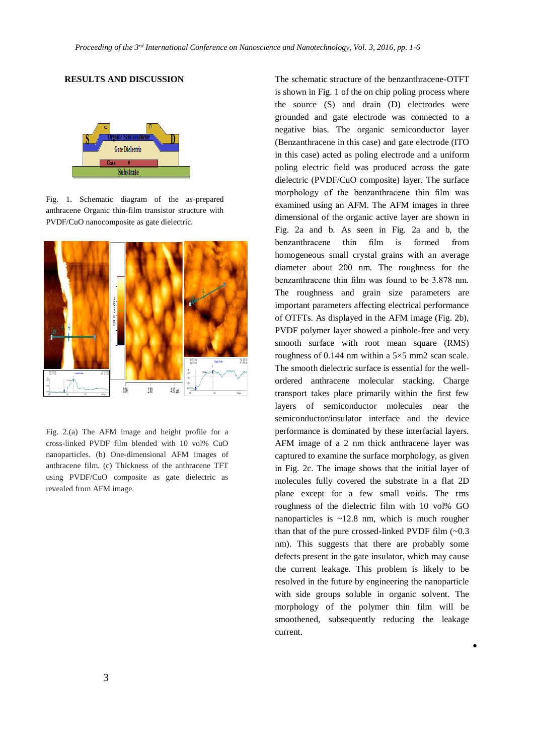## RESULTS AND DISCUSSION

Fig. 1. Schematic diagram of the as-prepared anthracene Organic thin-film transistor structure with PVDF/CuO nanocomposite as gate dielectric.

Fig. 2.(a) The AFM image and height profile for a cross-linked PVDF film blended with 10 vol% CuO nanoparticles. (b) One-dimensional AFM images of anthracene film. (c) Thickness of the anthracene TFT using PVDF/CuO composite as gate dielectric as revealed from AFM image.

The schematic structure of the benzanthracene-OTFT is shown in Fig. 1 of the on chip poling process where the source (S) and drain (D) electrodes were grounded and gate electrode was connected to a negative bias. The organic semiconductor layer (Benzanthracene in this case) and gate electrode (ITO in this case) acted as poling electrode and a uniform poling electric field was produced across the gate dielectric (PVDF/CuO composite) layer. The surface morphology of the benzanthracene thin film was examined using an AFM. The AFM images in three dimensional of the organic active layer are shown in Fig. 2a and b. As seen in Fig. 2a and b, the benzanthracene thin film is formed from homogeneous small crystal grains with an average diameter about 200 nm. The roughness for the benzanthracene thin film was found to be 3.878 nm. The roughness and grain size parameters are important parameters affecting electrical performance of OTFTs. As displayed in the AFM image (Fig. 2b), PVDF polymer layer showed a pinhole-free and very smooth surface with root mean square (RMS) roughness of 0.144 nm within a 5×5 mm2 scan scale. The smooth dielectric surface is essential for the well-ordered anthracene molecular stacking. Charge transport takes place primarily within the first few layers of semiconductor molecules near the semiconductor/insulator interface and the device performance is dominated by these interfacial layers. AFM image of a 2 nm thick anthracene layer was captured to examine the surface morphology, as given in Fig. 2c. The image shows that the initial layer of molecules fully covered the substrate in a flat 2D plane except for a few small voids. The rms roughness of the dielectric film with 10 vol% GO nanoparticles is ~12.8 nm, which is much rougher than that of the pure crossed-linked PVDF film (~0.3 nm). This suggests that there are probably some defects present in the gate insulator, which may cause the current leakage. This problem is likely to be resolved in the future by engineering the nanoparticle with side groups soluble in organic solvent. The morphology of the polymer thin film will be smoothened, subsequently reducing the leakage current.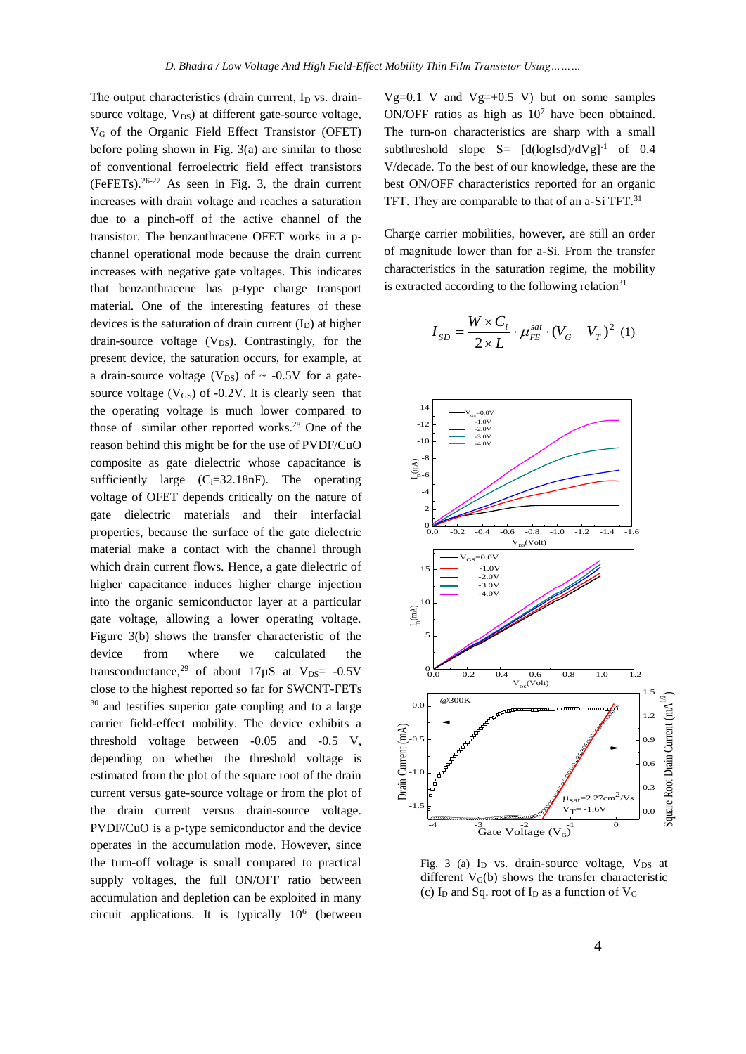The output characteristics (drain current, $I_D$ vs. drain-source voltage, $V_{DS}$) at different gate-source voltage, $V_G$ of the Organic Field Effect Transistor (OFET) before poling shown in Fig. 3(a) are similar to those of conventional ferroelectric field effect transistors (FeFETs).[26-27] As seen in Fig. 3, the drain current increases with drain voltage and reaches a saturation due to a pinch-off of the active channel of the transistor. The benzanthracene OFET works in a p-channel operational mode because the drain current increases with negative gate voltages. This indicates that benzanthracene has p-type charge transport material. One of the interesting features of these devices is the saturation of drain current ($I_D$) at higher drain-source voltage ($V_{DS}$). Contrastingly, for the present device, the saturation occurs, for example, at a drain-source voltage ($V_{DS}$) of ~ -0.5V for a gate-source voltage ($V_{GS}$) of -0.2V. It is clearly seen that the operating voltage is much lower compared to those of similar other reported works.[28] One of the reason behind this might be for the use of PVDF/CuO composite as gate dielectric whose capacitance is sufficiently large ($C_i$=32.18nF). The operating voltage of OFET depends critically on the nature of gate dielectric materials and their interfacial properties, because the surface of the gate dielectric material make a contact with the channel through which drain current flows. Hence, a gate dielectric of higher capacitance induces higher charge injection into the organic semiconductor layer at a particular gate voltage, allowing a lower operating voltage. Figure 3(b) shows the transfer characteristic of the device from where we calculated the transconductance,[29] of about 17µS at $V_{DS}$= -0.5V close to the highest reported so far for SWCNT-FETs [30] and testifies superior gate coupling and to a large carrier field-effect mobility. The device exhibits a threshold voltage between -0.05 and -0.5 V, depending on whether the threshold voltage is estimated from the plot of the square root of the drain current versus gate-source voltage or from the plot of the drain current versus drain-source voltage. PVDF/CuO is a p-type semiconductor and the device operates in the accumulation mode. However, since the turn-off voltage is small compared to practical supply voltages, the full ON/OFF ratio between accumulation and depletion can be exploited in many circuit applications. It is typically $10^6$ (between Vg=0.1 V and Vg=+0.5 V) but on some samples ON/OFF ratios as high as $10^7$ have been obtained. The turn-on characteristics are sharp with a small subthreshold slope S= $[d(\log I_{sd})/dV_g]^{-1}$ of 0.4 V/decade. To the best of our knowledge, these are the best ON/OFF characteristics reported for an organic TFT. They are comparable to that of an a-Si TFT.[31]

Charge carrier mobilities, however, are still an order of magnitude lower than for a-Si. From the transfer characteristics in the saturation regime, the mobility is extracted according to the following relation[31]

$$I_{SD} = \frac{W \times C_i}{2 \times L} \cdot \mu_{FE}^{sat} \cdot (V_G - V_T)^2 \quad (1)$$

Fig. 3 (a) $I_D$ vs. drain-source voltage, $V_{DS}$ at different $V_G$(b) shows the transfer characteristic (c) $I_D$ and Sq. root of $I_D$ as a function of $V_G$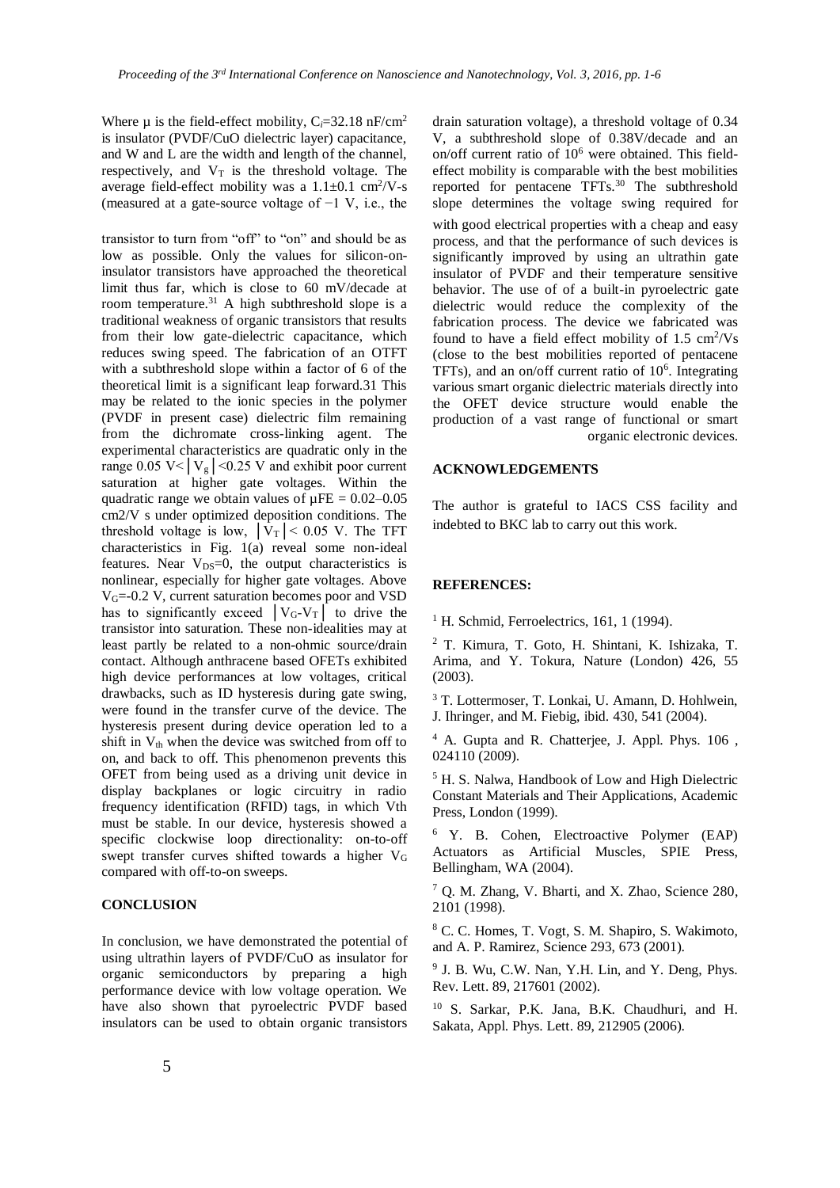Where μ is the field-effect mobility, $C_i$=32.18 nF/cm$^2$ is insulator (PVDF/CuO dielectric layer) capacitance, and W and L are the width and length of the channel, respectively, and $V_T$ is the threshold voltage. The average field-effect mobility was a 1.1±0.1 cm$^2$/V-s (measured at a gate-source voltage of −1 V, i.e., the drain saturation voltage), a threshold voltage of 0.34 V, a subthreshold slope of 0.38V/decade and an on/off current ratio of 10$^6$ were obtained. This field-effect mobility is comparable with the best mobilities reported for pentacene TFTs.[30] The subthreshold slope determines the voltage swing required for transistor to turn from "off" to "on" and should be as low as possible. Only the values for silicon-on-insulator transistors have approached the theoretical limit thus far, which is close to 60 mV/decade at room temperature.[31] A high subthreshold slope is a traditional weakness of organic transistors that results from their low gate-dielectric capacitance, which reduces swing speed. The fabrication of an OTFT with a subthreshold slope within a factor of 6 of the theoretical limit is a significant leap forward.31 This may be related to the ionic species in the polymer (PVDF in present case) dielectric film remaining from the dichromate cross-linking agent. The experimental characteristics are quadratic only in the range 0.05 V< $|V_g|$ <0.25 V and exhibit poor current saturation at higher gate voltages. Within the quadratic range we obtain values of $\mu$FE = 0.02–0.05 cm2/V s under optimized deposition conditions. The threshold voltage is low, $|V_T|$ < 0.05 V. The TFT characteristics in Fig. 1(a) reveal some non-ideal features. Near $V_{DS}$=0, the output characteristics is nonlinear, especially for higher gate voltages. Above $V_G$=-0.2 V, current saturation becomes poor and VSD has to significantly exceed $|V_G$-$V_T|$ to drive the transistor into saturation. These non-idealities may at least partly be related to a non-ohmic source/drain contact. Although anthracene based OFETs exhibited high device performances at low voltages, critical drawbacks, such as ID hysteresis during gate swing, were found in the transfer curve of the device. The hysteresis present during device operation led to a shift in $V_{th}$ when the device was switched from off to on, and back to off. This phenomenon prevents this OFET from being used as a driving unit device in display backplanes or logic circuitry in radio frequency identification (RFID) tags, in which Vth must be stable. In our device, hysteresis showed a specific clockwise loop directionality: on-to-off swept transfer curves shifted towards a higher $V_G$ compared with off-to-on sweeps.

## CONCLUSION

In conclusion, we have demonstrated the potential of using ultrathin layers of PVDF/CuO as insulator for organic semiconductors by preparing a high performance device with low voltage operation. We have also shown that pyroelectric PVDF based insulators can be used to obtain organic transistors with good electrical properties with a cheap and easy process, and that the performance of such devices is significantly improved by using an ultrathin gate insulator of PVDF and their temperature sensitive behavior. The use of of a built-in pyroelectric gate dielectric would reduce the complexity of the fabrication process. The device we fabricated was found to have a field effect mobility of 1.5 cm$^2$/Vs (close to the best mobilities reported of pentacene TFTs), and an on/off current ratio of 10$^6$. Integrating various smart organic dielectric materials directly into the OFET device structure would enable the production of a vast range of functional or smart organic electronic devices.

## ACKNOWLEDGEMENTS

The author is grateful to IACS CSS facility and indebted to BKC lab to carry out this work.

## REFERENCES:

[1] H. Schmid, Ferroelectrics, 161, 1 (1994).

[2] T. Kimura, T. Goto, H. Shintani, K. Ishizaka, T. Arima, and Y. Tokura, Nature (London) 426, 55 (2003).

[3] T. Lottermoser, T. Lonkai, U. Amann, D. Hohlwein, J. Ihringer, and M. Fiebig, ibid. 430, 541 (2004).

[4] A. Gupta and R. Chatterjee, J. Appl. Phys. 106 , 024110 (2009).

[5] H. S. Nalwa, Handbook of Low and High Dielectric Constant Materials and Their Applications, Academic Press, London (1999).

[6] Y. B. Cohen, Electroactive Polymer (EAP) Actuators as Artificial Muscles, SPIE Press, Bellingham, WA (2004).

[7] Q. M. Zhang, V. Bharti, and X. Zhao, Science 280, 2101 (1998).

[8] C. C. Homes, T. Vogt, S. M. Shapiro, S. Wakimoto, and A. P. Ramirez, Science 293, 673 (2001).

[9] J. B. Wu, C.W. Nan, Y.H. Lin, and Y. Deng, Phys. Rev. Lett. 89, 217601 (2002).

[10] S. Sarkar, P.K. Jana, B.K. Chaudhuri, and H. Sakata, Appl. Phys. Lett. 89, 212905 (2006).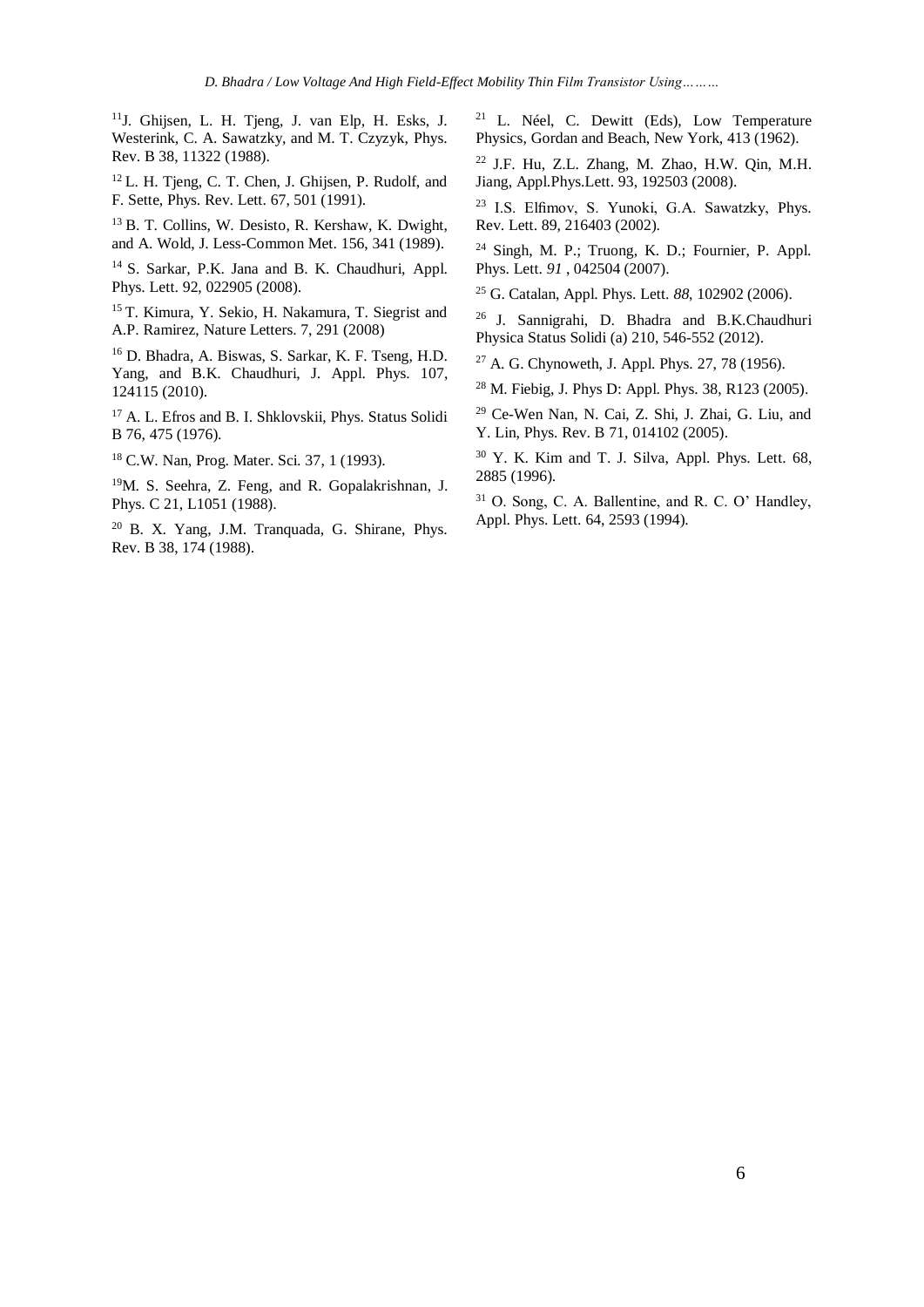[11]J. Ghijsen, L. H. Tjeng, J. van Elp, H. Esks, J. Westerink, C. A. Sawatzky, and M. T. Czyzyk, Phys. Rev. B 38, 11322 (1988).

[12] L. H. Tjeng, C. T. Chen, J. Ghijsen, P. Rudolf, and F. Sette, Phys. Rev. Lett. 67, 501 (1991).

[13] B. T. Collins, W. Desisto, R. Kershaw, K. Dwight, and A. Wold, J. Less-Common Met. 156, 341 (1989).

[14] S. Sarkar, P.K. Jana and B. K. Chaudhuri, Appl. Phys. Lett. 92, 022905 (2008).

[15] T. Kimura, Y. Sekio, H. Nakamura, T. Siegrist and A.P. Ramirez, Nature Letters. 7, 291 (2008)

[16] D. Bhadra, A. Biswas, S. Sarkar, K. F. Tseng, H.D. Yang, and B.K. Chaudhuri, J. Appl. Phys. 107, 124115 (2010).

[17] A. L. Efros and B. I. Shklovskii, Phys. Status Solidi B 76, 475 (1976).

[18] C.W. Nan, Prog. Mater. Sci. 37, 1 (1993).

[19]M. S. Seehra, Z. Feng, and R. Gopalakrishnan, J. Phys. C 21, L1051 (1988).

[20] B. X. Yang, J.M. Tranquada, G. Shirane, Phys. Rev. B 38, 174 (1988).

[21] L. Néel, C. Dewitt (Eds), Low Temperature Physics, Gordan and Beach, New York, 413 (1962).

[22] J.F. Hu, Z.L. Zhang, M. Zhao, H.W. Qin, M.H. Jiang, Appl.Phys.Lett. 93, 192503 (2008).

[23] I.S. Elfimov, S. Yunoki, G.A. Sawatzky, Phys. Rev. Lett. 89, 216403 (2002).

[24] Singh, M. P.; Truong, K. D.; Fournier, P. Appl. Phys. Lett. *91* , 042504 (2007).

[25] G. Catalan, Appl. Phys. Lett. *88*, 102902 (2006).

[26] J. Sannigrahi, D. Bhadra and B.K.Chaudhuri Physica Status Solidi (a) 210, 546-552 (2012).

[27] A. G. Chynoweth, J. Appl. Phys. 27, 78 (1956).

[28] M. Fiebig, J. Phys D: Appl. Phys. 38, R123 (2005).

[29] Ce-Wen Nan, N. Cai, Z. Shi, J. Zhai, G. Liu, and Y. Lin, Phys. Rev. B 71, 014102 (2005).

[30] Y. K. Kim and T. J. Silva, Appl. Phys. Lett. 68, 2885 (1996).

[31] O. Song, C. A. Ballentine, and R. C. O' Handley, Appl. Phys. Lett. 64, 2593 (1994).